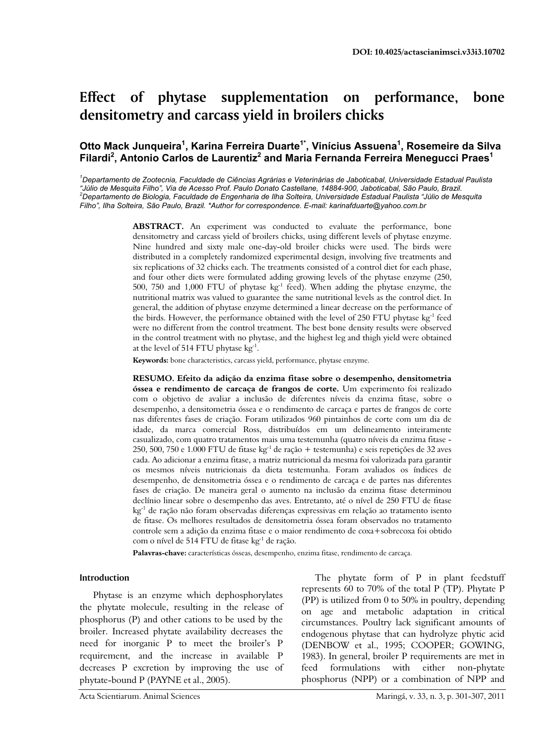DOI: 10.4025/actascianimsci.v33i3.10702

# Effect of phytase supplementation on performance, bone densitometry and carcass yield in broilers chicks

**Otto Mack Junqueira[1], Karina Ferreira Duarte[1*], Vinícius Assuena[1], Rosemeire da Silva Filardi[2], Antonio Carlos de Laurentiz[2] and Maria Fernanda Ferreira Menegucci Praes[1]**

*[1]Departamento de Zootecnia, Faculdade de Ciências Agrárias e Veterinárias de Jaboticabal, Universidade Estadual Paulista "Júlio de Mesquita Filho", Via de Acesso Prof. Paulo Donato Castellane, 14884-900, Jaboticabal, São Paulo, Brazil. [2]Departamento de Biologia, Faculdade de Engenharia de Ilha Solteira, Universidade Estadual Paulista "Júlio de Mesquita Filho", Ilha Solteira, São Paulo, Brazil. \*Author for correspondence. E-mail: karinafduarte@yahoo.com.br*

**ABSTRACT.** An experiment was conducted to evaluate the performance, bone densitometry and carcass yield of broilers chicks, using different levels of phytase enzyme. Nine hundred and sixty male one-day-old broiler chicks were used. The birds were distributed in a completely randomized experimental design, involving five treatments and six replications of 32 chicks each. The treatments consisted of a control diet for each phase, and four other diets were formulated adding growing levels of the phytase enzyme (250, 500, 750 and 1,000 FTU of phytase $kg^{-1}$ feed). When adding the phytase enzyme, the nutritional matrix was valued to guarantee the same nutritional levels as the control diet. In general, the addition of phytase enzyme determined a linear decrease on the performance of the birds. However, the performance obtained with the level of 250 FTU phytase $kg^{-1}$ feed were no different from the control treatment. The best bone density results were observed in the control treatment with no phytase, and the highest leg and thigh yield were obtained at the level of 514 FTU phytase $kg^{-1}$.

**Keywords:** bone characteristics, carcass yield, performance, phytase enzyme.

**RESUMO. Efeito da adição da enzima fitase sobre o desempenho, densitometria óssea e rendimento de carcaça de frangos de corte.** Um experimento foi realizado com o objetivo de avaliar a inclusão de diferentes níveis da enzima fitase, sobre o desempenho, a densitometria óssea e o rendimento de carcaça e partes de frangos de corte nas diferentes fases de criação. Foram utilizados 960 pintainhos de corte com um dia de idade, da marca comercial Ross, distribuídos em um delineamento inteiramente casualizado, com quatro tratamentos mais uma testemunha (quatro níveis da enzima fitase - 250, 500, 750 e 1.000 FTU de fitase $kg^{-1}$ de ração + testemunha) e seis repetições de 32 aves cada. Ao adicionar a enzima fitase, a matriz nutricional da mesma foi valorizada para garantir os mesmos níveis nutricionais da dieta testemunha. Foram avaliados os índices de desempenho, de densitometria óssea e o rendimento de carcaça e de partes nas diferentes fases de criação. De maneira geral o aumento na inclusão da enzima fitase determinou declínio linear sobre o desempenho das aves. Entretanto, até o nível de 250 FTU de fitase $kg^{-1}$ de ração não foram observadas diferenças expressivas em relação ao tratamento isento de fitase. Os melhores resultados de densitometria óssea foram observados no tratamento controle sem a adição da enzima fitase e o maior rendimento de coxa+sobrecoxa foi obtido com o nível de 514 FTU de fitase $kg^{-1}$ de ração.

**Palavras-chave:** características ósseas, desempenho, enzima fitase, rendimento de carcaça.

## Introduction

Phytase is an enzyme which dephosphorylates the phytate molecule, resulting in the release of phosphorus (P) and other cations to be used by the broiler. Increased phytate availability decreases the need for inorganic P to meet the broiler's P requirement, and the increase in available P decreases P excretion by improving the use of phytate-bound P (PAYNE et al., 2005).

The phytate form of P in plant feedstuff represents 60 to 70% of the total P (TP). Phytate P (PP) is utilized from 0 to 50% in poultry, depending on age and metabolic adaptation in critical circumstances. Poultry lack significant amounts of endogenous phytase that can hydrolyze phytic acid (DENBOW et al., 1995; COOPER; GOWING, 1983). In general, broiler P requirements are met in feed formulations with either non-phytate phosphorus (NPP) or a combination of NPP and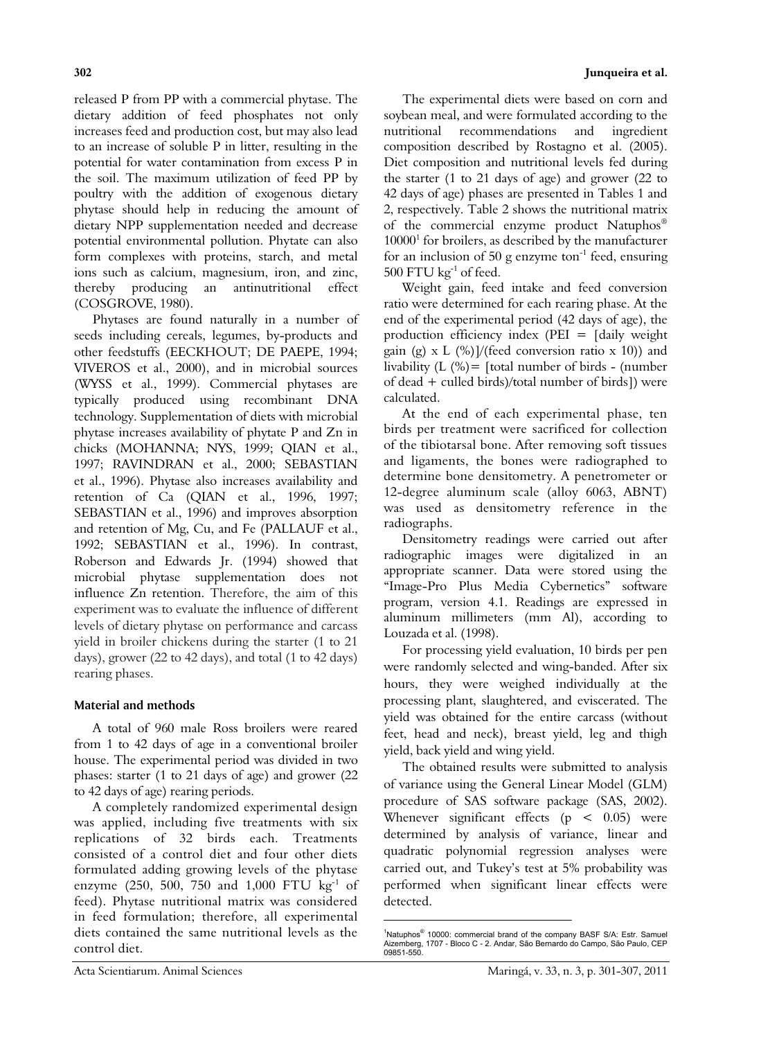released P from PP with a commercial phytase. The dietary addition of feed phosphates not only increases feed and production cost, but may also lead to an increase of soluble P in litter, resulting in the potential for water contamination from excess P in the soil. The maximum utilization of feed PP by poultry with the addition of exogenous dietary phytase should help in reducing the amount of dietary NPP supplementation needed and decrease potential environmental pollution. Phytate can also form complexes with proteins, starch, and metal ions such as calcium, magnesium, iron, and zinc, thereby producing an antinutritional effect (COSGROVE, 1980).

Phytases are found naturally in a number of seeds including cereals, legumes, by-products and other feedstuffs (EECKHOUT; DE PAEPE, 1994; VIVEROS et al., 2000), and in microbial sources (WYSS et al., 1999). Commercial phytases are typically produced using recombinant DNA technology. Supplementation of diets with microbial phytase increases availability of phytate P and Zn in chicks (MOHANNA; NYS, 1999; QIAN et al., 1997; RAVINDRAN et al., 2000; SEBASTIAN et al., 1996). Phytase also increases availability and retention of Ca (QIAN et al., 1996, 1997; SEBASTIAN et al., 1996) and improves absorption and retention of Mg, Cu, and Fe (PALLAUF et al., 1992; SEBASTIAN et al., 1996). In contrast, Roberson and Edwards Jr. (1994) showed that microbial phytase supplementation does not influence Zn retention. Therefore, the aim of this experiment was to evaluate the influence of different levels of dietary phytase on performance and carcass yield in broiler chickens during the starter (1 to 21 days), grower (22 to 42 days), and total (1 to 42 days) rearing phases.

## Material and methods

A total of 960 male Ross broilers were reared from 1 to 42 days of age in a conventional broiler house. The experimental period was divided in two phases: starter (1 to 21 days of age) and grower (22 to 42 days of age) rearing periods.

A completely randomized experimental design was applied, including five treatments with six replications of 32 birds each. Treatments consisted of a control diet and four other diets formulated adding growing levels of the phytase enzyme (250, 500, 750 and 1,000 FTU $kg^{-1}$ of feed). Phytase nutritional matrix was considered in feed formulation; therefore, all experimental diets contained the same nutritional levels as the control diet.

The experimental diets were based on corn and soybean meal, and were formulated according to the nutritional recommendations and ingredient composition described by Rostagno et al. (2005). Diet composition and nutritional levels fed during the starter (1 to 21 days of age) and grower (22 to 42 days of age) phases are presented in Tables 1 and 2, respectively. Table 2 shows the nutritional matrix of the commercial enzyme product Natuphos® 10000[1] for broilers, as described by the manufacturer for an inclusion of 50 g enzyme $ton^{-1}$ feed, ensuring 500 FTU $kg^{-1}$ of feed.

Weight gain, feed intake and feed conversion ratio were determined for each rearing phase. At the end of the experimental period (42 days of age), the production efficiency index (PEI = [daily weight gain (g) x L (%)]/(feed conversion ratio x 10)) and livability (L (%)= [total number of birds - (number of dead + culled birds)/total number of birds]) were calculated.

At the end of each experimental phase, ten birds per treatment were sacrificed for collection of the tibiotarsal bone. After removing soft tissues and ligaments, the bones were radiographed to determine bone densitometry. A penetrometer or 12-degree aluminum scale (alloy 6063, ABNT) was used as densitometry reference in the radiographs.

Densitometry readings were carried out after radiographic images were digitalized in an appropriate scanner. Data were stored using the "Image-Pro Plus Media Cybernetics" software program, version 4.1. Readings are expressed in aluminum millimeters (mm Al), according to Louzada et al. (1998).

For processing yield evaluation, 10 birds per pen were randomly selected and wing-banded. After six hours, they were weighed individually at the processing plant, slaughtered, and eviscerated. The yield was obtained for the entire carcass (without feet, head and neck), breast yield, leg and thigh yield, back yield and wing yield.

The obtained results were submitted to analysis of variance using the General Linear Model (GLM) procedure of SAS software package (SAS, 2002). Whenever significant effects ($p < 0.05$) were determined by analysis of variance, linear and quadratic polynomial regression analyses were carried out, and Tukey's test at 5% probability was performed when significant linear effects were detected.

[1]Natuphos® 10000: commercial brand of the company BASF S/A: Estr. Samuel Aizemberg, 1707 - Bloco C - 2. Andar, São Bernardo do Campo, São Paulo, CEP 09851-550.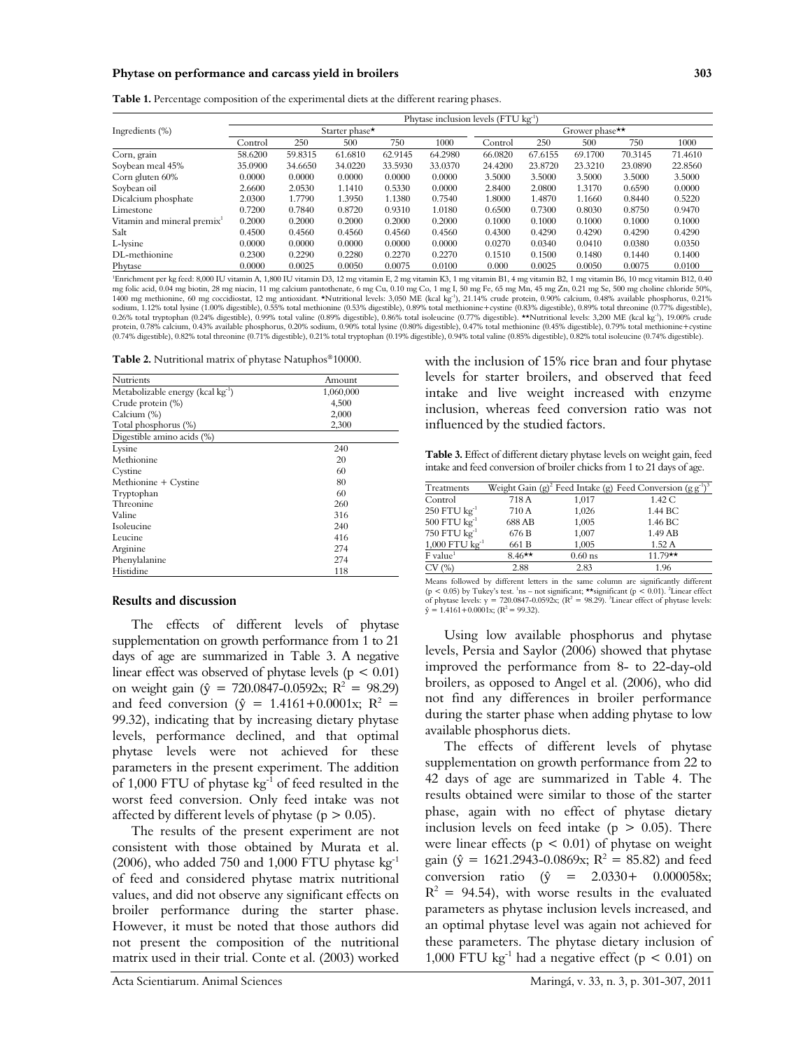**Table 1.** Percentage composition of the experimental diets at the different rearing phases.

| Ingredients (%) | Phytase inclusion levels (FTU $kg^{-1}$) | | | | | | | | | |
|---|---|---|---|---|---|---|---|---|---|---|
| | Starter phase* | | | | | Grower phase** | | | | |
| | Control | 250 | 500 | 750 | 1000 | Control | 250 | 500 | 750 | 1000 |
| Corn, grain | 58.6200 | 59.8315 | 61.6810 | 62.9145 | 64.2980 | 66.0820 | 67.6155 | 69.1700 | 70.3145 | 71.4610 |
| Soybean meal 45% | 35.0900 | 34.6650 | 34.0220 | 33.5930 | 33.0370 | 24.4200 | 23.8720 | 23.3210 | 23.0890 | 22.8560 |
| Corn gluten 60% | 0.0000 | 0.0000 | 0.0000 | 0.0000 | 0.0000 | 3.5000 | 3.5000 | 3.5000 | 3.5000 | 3.5000 |
| Soybean oil | 2.6600 | 2.0530 | 1.1410 | 0.5330 | 0.0000 | 2.8400 | 2.0800 | 1.3170 | 0.6590 | 0.0000 |
| Dicalcium phosphate | 2.0300 | 1.7790 | 1.3950 | 1.1380 | 0.7540 | 1.8000 | 1.4870 | 1.1660 | 0.8440 | 0.5220 |
| Limestone | 0.7200 | 0.7840 | 0.8720 | 0.9310 | 1.0180 | 0.6500 | 0.7300 | 0.8030 | 0.8750 | 0.9470 |
| Vitamin and mineral premix[1] | 0.2000 | 0.2000 | 0.2000 | 0.2000 | 0.2000 | 0.1000 | 0.1000 | 0.1000 | 0.1000 | 0.1000 |
| Salt | 0.4500 | 0.4560 | 0.4560 | 0.4560 | 0.4560 | 0.4300 | 0.4290 | 0.4290 | 0.4290 | 0.4290 |
| L-lysine | 0.0000 | 0.0000 | 0.0000 | 0.0000 | 0.0000 | 0.0270 | 0.0340 | 0.0410 | 0.0380 | 0.0350 |
| DL-methionine | 0.2300 | 0.2290 | 0.2280 | 0.2270 | 0.2270 | 0.1510 | 0.1500 | 0.1480 | 0.1440 | 0.1400 |
| Phytase | 0.0000 | 0.0025 | 0.0050 | 0.0075 | 0.0100 | 0.000 | 0.0025 | 0.0050 | 0.0075 | 0.0100 |

[1]Enrichment per kg feed: 8,000 IU vitamin A, 1,800 IU vitamin D3, 12 mg vitamin E, 2 mg vitamin K3, 1 mg vitamin B1, 4 mg vitamin B2, 1 mg vitamin B6, 10 mcg vitamin B12, 0.40 mg folic acid, 0.04 mg biotin, 28 mg niacin, 11 mg calcium pantothenate, 6 mg Cu, 0.10 mg Co, 1 mg I, 50 mg Fe, 65 mg Mn, 45 mg Zn, 0.21 mg Se, 500 mg choline chloride 50%, 1400 mg methionine, 60 mg coccidiostat, 12 mg antioxidant. *Nutritional levels: 3,050 ME (kcal $kg^{-1}$), 21.14% crude protein, 0.90% calcium, 0.48% available phosphorus, 0.21% sodium, 1.12% total lysine (1.00% digestible), 0.55% total methionine (0.53% digestible), 0.89% total methionine+cystine (0.83% digestible), 0.89% total threonine (0.77% digestible), 0.26% total tryptophan (0.24% digestible), 0.99% total valine (0.89% digestible), 0.86% total isoleucine (0.77% digestible). **Nutritional levels: 3,200 ME (kcal $kg^{-1}$), 19.00% crude protein, 0.78% calcium, 0.43% available phosphorus, 0.20% sodium, 0.90% total lysine (0.80% digestible), 0.47% total methionine (0.45% digestible), 0.79% total methionine+cystine (0.74% digestible), 0.82% total threonine (0.71% digestible), 0.21% total tryptophan (0.19% digestible), 0.94% total valine (0.85% digestible), 0.82% total isoleucine (0.74% digestible).

**Table 2.** Nutritional matrix of phytase Natuphos®10000.

| Nutrients | Amount |
|---|---|
| Metabolizable energy (kcal $kg^{-1}$) | 1,060,000 |
| Crude protein (%) | 4,500 |
| Calcium (%) | 2,000 |
| Total phosphorus (%) | 2,300 |
| Digestible amino acids (%) | |
| Lysine | 240 |
| Methionine | 20 |
| Cystine | 60 |
| Methionine + Cystine | 80 |
| Tryptophan | 60 |
| Threonine | 260 |
| Valine | 316 |
| Isoleucine | 240 |
| Leucine | 416 |
| Arginine | 274 |
| Phenylalanine | 274 |
| Histidine | 118 |

## Results and discussion

The effects of different levels of phytase supplementation on growth performance from 1 to 21 days of age are summarized in Table 3. A negative linear effect was observed of phytase levels ($p < 0.01$) on weight gain ($\hat{y} = 720.0847-0.0592x$; $R^2 = 98.29$) and feed conversion ($\hat{y} = 1.4161+0.0001x$; $R^2 = 99.32$), indicating that by increasing dietary phytase levels, performance declined, and that optimal phytase levels were not achieved for these parameters in the present experiment. The addition of 1,000 FTU of phytase $kg^{-1}$ of feed resulted in the worst feed conversion. Only feed intake was not affected by different levels of phytase ($p > 0.05$).

The results of the present experiment are not consistent with those obtained by Murata et al. (2006), who added 750 and 1,000 FTU phytase $kg^{-1}$ of feed and considered phytase matrix nutritional values, and did not observe any significant effects on broiler performance during the starter phase. However, it must be noted that those authors did not present the composition of the nutritional matrix used in their trial. Conte et al. (2003) worked with the inclusion of 15% rice bran and four phytase levels for starter broilers, and observed that feed intake and live weight increased with enzyme inclusion, whereas feed conversion ratio was not influenced by the studied factors.

**Table 3.** Effect of different dietary phytase levels on weight gain, feed intake and feed conversion of broiler chicks from 1 to 21 days of age.

| Treatments | Weight Gain (g)[2] | Feed Intake (g) | Feed Conversion ($g\,g^{-1}$)[3] |
|---|---|---|---|
| Control | 718 A | 1,017 | 1.42 C |
| 250 FTU $kg^{-1}$ | 710 A | 1,026 | 1.44 BC |
| 500 FTU $kg^{-1}$ | 688 AB | 1,005 | 1.46 BC |
| 750 FTU $kg^{-1}$ | 676 B | 1,007 | 1.49 AB |
| 1,000 FTU $kg^{-1}$ | 661 B | 1,005 | 1.52 A |
| F value[1] | 8.46** | 0.60 ns | 11.79** |
| CV (%) | 2.88 | 2.83 | 1.96 |

Means followed by different letters in the same column are significantly different ($p < 0.05$) by Tukey's test. [1]ns – not significant; **significant ($p < 0.01$). [2]Linear effect of phytase levels: $y = 720.0847-0.0592x$; ($R^2 = 98.29$). [3]Linear effect of phytase levels: $\hat{y} = 1.4161+0.0001x$; ($R^2 = 99.32$).

Using low available phosphorus and phytase levels, Persia and Saylor (2006) showed that phytase improved the performance from 8- to 22-day-old broilers, as opposed to Angel et al. (2006), who did not find any differences in broiler performance during the starter phase when adding phytase to low available phosphorus diets.

The effects of different levels of phytase supplementation on growth performance from 22 to 42 days of age are summarized in Table 4. The results obtained were similar to those of the starter phase, again with no effect of phytase dietary inclusion levels on feed intake ($p > 0.05$). There were linear effects ($p < 0.01$) of phytase on weight gain ($\hat{y} = 1621.2943-0.0869x$; $R^2 = 85.82$) and feed conversion ratio ($\hat{y} = 2.0330+ 0.000058x$; $R^2 = 94.54$), with worse results in the evaluated parameters as phytase inclusion levels increased, and an optimal phytase level was again not achieved for these parameters. The phytase dietary inclusion of 1,000 FTU $kg^{-1}$ had a negative effect ($p < 0.01$) on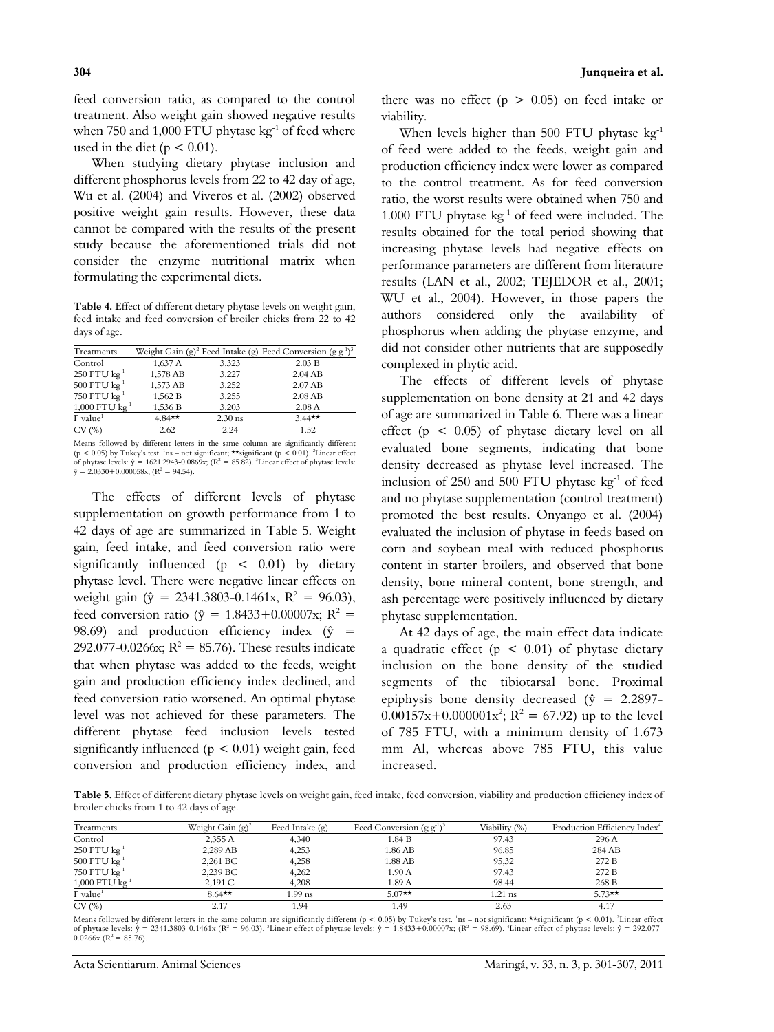feed conversion ratio, as compared to the control treatment. Also weight gain showed negative results when 750 and 1,000 FTU phytase $kg^{-1}$ of feed where used in the diet ($p < 0.01$).

When studying dietary phytase inclusion and different phosphorus levels from 22 to 42 day of age, Wu et al. (2004) and Viveros et al. (2002) observed positive weight gain results. However, these data cannot be compared with the results of the present study because the aforementioned trials did not consider the enzyme nutritional matrix when formulating the experimental diets.

**Table 4.** Effect of different dietary phytase levels on weight gain, feed intake and feed conversion of broiler chicks from 22 to 42 days of age.

| Treatments | Weight Gain (g)[2] | Feed Intake (g) | Feed Conversion ($g\ g^{-1}$)[3] |
|---|---|---|---|
| Control | 1,637 A | 3,323 | 2.03 B |
| 250 FTU $kg^{-1}$ | 1,578 AB | 3,227 | 2.04 AB |
| 500 FTU $kg^{-1}$ | 1,573 AB | 3,252 | 2.07 AB |
| 750 FTU $kg^{-1}$ | 1,562 B | 3,255 | 2.08 AB |
| 1,000 FTU $kg^{-1}$ | 1,536 B | 3,203 | 2.08 A |
| F value[1] | 4.84** | 2.30 ns | 3.44** |
| CV (%) | 2.62 | 2.24 | 1.52 |

Means followed by different letters in the same column are significantly different ($p < 0.05$) by Tukey's test. [1]ns – not significant; **significant ($p < 0.01$). [2]Linear effect of phytase levels: $\hat{y} = 1621.2943\text{-}0.0869x$; ($R^2 = 85.82$). [3]Linear effect of phytase levels: $\hat{y} = 2.0330+0.000058x$; ($R^2 = 94.54$).

The effects of different levels of phytase supplementation on growth performance from 1 to 42 days of age are summarized in Table 5. Weight gain, feed intake, and feed conversion ratio were significantly influenced ($p < 0.01$) by dietary phytase level. There were negative linear effects on weight gain ($\hat{y} = 2341.3803\text{-}0.1461x$, $R^2 = 96.03$), feed conversion ratio ($\hat{y} = 1.8433+0.00007x$; $R^2 = 98.69$) and production efficiency index ($\hat{y} = 292.077\text{-}0.0266x$; $R^2 = 85.76$). These results indicate that when phytase was added to the feeds, weight gain and production efficiency index declined, and feed conversion ratio worsened. An optimal phytase level was not achieved for these parameters. The different phytase feed inclusion levels tested significantly influenced ($p < 0.01$) weight gain, feed conversion and production efficiency index, and there was no effect ($p > 0.05$) on feed intake or viability.

When levels higher than 500 FTU phytase $kg^{-1}$ of feed were added to the feeds, weight gain and production efficiency index were lower as compared to the control treatment. As for feed conversion ratio, the worst results were obtained when 750 and 1.000 FTU phytase $kg^{-1}$ of feed were included. The results obtained for the total period showing that increasing phytase levels had negative effects on performance parameters are different from literature results (LAN et al., 2002; TEJEDOR et al., 2001; WU et al., 2004). However, in those papers the authors considered only the availability of phosphorus when adding the phytase enzyme, and did not consider other nutrients that are supposedly complexed in phytic acid.

The effects of different levels of phytase supplementation on bone density at 21 and 42 days of age are summarized in Table 6. There was a linear effect ($p < 0.05$) of phytase dietary level on all evaluated bone segments, indicating that bone density decreased as phytase level increased. The inclusion of 250 and 500 FTU phytase $kg^{-1}$ of feed and no phytase supplementation (control treatment) promoted the best results. Onyango et al. (2004) evaluated the inclusion of phytase in feeds based on corn and soybean meal with reduced phosphorus content in starter broilers, and observed that bone density, bone mineral content, bone strength, and ash percentage were positively influenced by dietary phytase supplementation.

At 42 days of age, the main effect data indicate a quadratic effect ($p < 0.01$) of phytase dietary inclusion on the bone density of the studied segments of the tibiotarsal bone. Proximal epiphysis bone density decreased ($\hat{y} = 2.2897\text{-}0.00157x+0.000001x^2$; $R^2 = 67.92$) up to the level of 785 FTU, with a minimum density of 1.673 mm Al, whereas above 785 FTU, this value increased.

**Table 5.** Effect of different dietary phytase levels on weight gain, feed intake, feed conversion, viability and production efficiency index of broiler chicks from 1 to 42 days of age.

| Treatments | Weight Gain (g)[2] | Feed Intake (g) | Feed Conversion ($g\ g^{-1}$)[3] | Viability (%) | Production Efficiency Index[4] |
|---|---|---|---|---|---|
| Control | 2,355 A | 4,340 | 1.84 B | 97.43 | 296 A |
| 250 FTU $kg^{-1}$ | 2,289 AB | 4,253 | 1.86 AB | 96.85 | 284 AB |
| 500 FTU $kg^{-1}$ | 2,261 BC | 4,258 | 1.88 AB | 95,32 | 272 B |
| 750 FTU $kg^{-1}$ | 2,239 BC | 4,262 | 1.90 A | 97.43 | 272 B |
| 1,000 FTU $kg^{-1}$ | 2,191 C | 4,208 | 1.89 A | 98.44 | 268 B |
| F value[1] | 8.64** | 1.99 ns | 5.07** | 1.21 ns | 5.73** |
| CV (%) | 2.17 | 1.94 | 1.49 | 2.63 | 4.17 |

Means followed by different letters in the same column are significantly different ($p < 0.05$) by Tukey's test. [1]ns – not significant; **significant ($p < 0.01$). [2]Linear effect of phytase levels: $\hat{y} = 2341.3803\text{-}0.1461x$ ($R^2 = 96.03$). [3]Linear effect of phytase levels: $\hat{y} = 1.8433+0.00007x$; ($R^2 = 98.69$). [4]Linear effect of phytase levels: $\hat{y} = 292.077\text{-}0.0266x$ ($R^2 = 85.76$).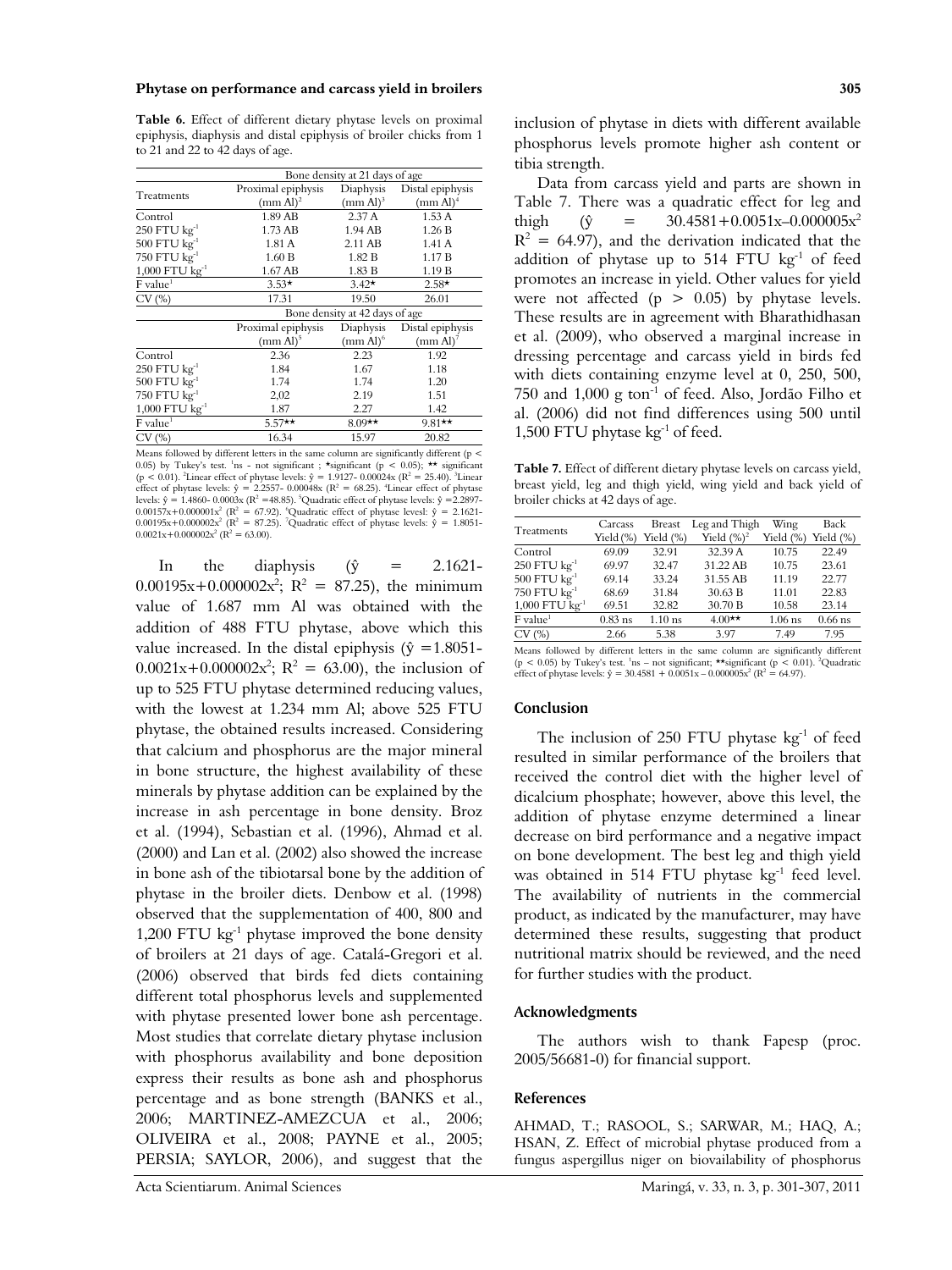**Table 6.** Effect of different dietary phytase levels on proximal epiphysis, diaphysis and distal epiphysis of broiler chicks from 1 to 21 and 22 to 42 days of age.

| Treatments | Bone density at 21 days of age | | |
|---|---|---|---|
| | Proximal epiphysis (mm Al)[2] | Diaphysis (mm Al)[3] | Distal epiphysis (mm Al)[4] |
| Control | 1.89 AB | 2.37 A | 1.53 A |
| 250 FTU $kg^{-1}$ | 1.73 AB | 1.94 AB | 1.26 B |
| 500 FTU $kg^{-1}$ | 1.81 A | 2.11 AB | 1.41 A |
| 750 FTU $kg^{-1}$ | 1.60 B | 1.82 B | 1.17 B |
| 1,000 FTU $kg^{-1}$ | 1.67 AB | 1.83 B | 1.19 B |
| F value[1] | 3.53* | 3.42* | 2.58* |
| CV (%) | 17.31 | 19.50 | 26.01 |
| | Bone density at 42 days of age | | |
| | Proximal epiphysis (mm Al)[5] | Diaphysis (mm Al)[6] | Distal epiphysis (mm Al)[7] |
| Control | 2.36 | 2.23 | 1.92 |
| 250 FTU $kg^{-1}$ | 1.84 | 1.67 | 1.18 |
| 500 FTU $kg^{-1}$ | 1.74 | 1.74 | 1.20 |
| 750 FTU $kg^{-1}$ | 2,02 | 2.19 | 1.51 |
| 1,000 FTU $kg^{-1}$ | 1.87 | 2.27 | 1.42 |
| F value[1] | 5.57** | 8.09** | 9.81** |
| CV (%) | 16.34 | 15.97 | 20.82 |

Means followed by different letters in the same column are significantly different ($p < 0.05$) by Tukey's test. [1]ns - not significant ; *significant ($p < 0.05$); ** significant ($p < 0.01$). [2]Linear effect of phytase levels: $\hat{y} = 1.9127 - 0.00024x$ ($R^2 = 25.40$). [3]Linear effect of phytase levels: $\hat{y} = 2.2557 - 0.00048x$ ($R^2 = 68.25$). [4]Linear effect of phytase levels: $\hat{y} = 1.4860 - 0.0003x$ ($R^2 = 48.85$). [5]Quadratic effect of phytase levels: $\hat{y} = 2.2897 - 0.00157x + 0.000001x^2$ ($R^2 = 67.92$). [6]Quadratic effect of phytase level: $\hat{y} = 2.1621 - 0.00195x + 0.000002x^2$ ($R^2 = 87.25$). [7]Quadratic effect of phytase levels: $\hat{y} = 1.8051 - 0.0021x + 0.000002x^2$ ($R^2 = 63.00$).

In the diaphysis ($\hat{y} = 2.1621 - 0.00195x + 0.000002x^2$; $R^2 = 87.25$), the minimum value of 1.687 mm Al was obtained with the addition of 488 FTU phytase, above which this value increased. In the distal epiphysis ($\hat{y} = 1.8051 - 0.0021x + 0.000002x^2$; $R^2 = 63.00$), the inclusion of up to 525 FTU phytase determined reducing values, with the lowest at 1.234 mm Al; above 525 FTU phytase, the obtained results increased. Considering that calcium and phosphorus are the major mineral in bone structure, the highest availability of these minerals by phytase addition can be explained by the increase in ash percentage in bone density. Broz et al. (1994), Sebastian et al. (1996), Ahmad et al. (2000) and Lan et al. (2002) also showed the increase in bone ash of the tibiotarsal bone by the addition of phytase in the broiler diets. Denbow et al. (1998) observed that the supplementation of 400, 800 and 1,200 FTU $kg^{-1}$ phytase improved the bone density of broilers at 21 days of age. Catalá-Gregori et al. (2006) observed that birds fed diets containing different total phosphorus levels and supplemented with phytase presented lower bone ash percentage. Most studies that correlate dietary phytase inclusion with phosphorus availability and bone deposition express their results as bone ash and phosphorus percentage and as bone strength (BANKS et al., 2006; MARTINEZ-AMEZCUA et al., 2006; OLIVEIRA et al., 2008; PAYNE et al., 2005; PERSIA; SAYLOR, 2006), and suggest that the inclusion of phytase in diets with different available phosphorus levels promote higher ash content or tibia strength.

Data from carcass yield and parts are shown in Table 7. There was a quadratic effect for leg and thigh ($\hat{y} = 30.4581 + 0.0051x - 0.000005x^2$ $R^2 = 64.97$), and the derivation indicated that the addition of phytase up to 514 FTU $kg^{-1}$ of feed promotes an increase in yield. Other values for yield were not affected ($p > 0.05$) by phytase levels. These results are in agreement with Bharathidhasan et al. (2009), who observed a marginal increase in dressing percentage and carcass yield in birds fed with diets containing enzyme level at 0, 250, 500, 750 and 1,000 g $ton^{-1}$ of feed. Also, Jordão Filho et al. (2006) did not find differences using 500 until 1,500 FTU phytase $kg^{-1}$ of feed.

**Table 7.** Effect of different dietary phytase levels on carcass yield, breast yield, leg and thigh yield, wing yield and back yield of broiler chicks at 42 days of age.

| Treatments | Carcass Yield (%) | Breast Yield (%) | Leg and Thigh Yield (%)[2] | Wing Yield (%) | Back Yield (%) |
|---|---|---|---|---|---|
| Control | 69.09 | 32.91 | 32.39 A | 10.75 | 22.49 |
| 250 FTU $kg^{-1}$ | 69.97 | 32.47 | 31.22 AB | 10.75 | 23.61 |
| 500 FTU $kg^{-1}$ | 69.14 | 33.24 | 31.55 AB | 11.19 | 22.77 |
| 750 FTU $kg^{-1}$ | 68.69 | 31.84 | 30.63 B | 11.01 | 22.83 |
| 1,000 FTU $kg^{-1}$ | 69.51 | 32.82 | 30.70 B | 10.58 | 23.14 |
| F value[1] | 0.83 ns | 1.10 ns | 4.00** | 1.06 ns | 0.66 ns |
| CV (%) | 2.66 | 5.38 | 3.97 | 7.49 | 7.95 |

Means followed by different letters in the same column are significantly different ($p < 0.05$) by Tukey's test. [1]ns – not significant; **significant ($p < 0.01$). [2]Quadratic effect of phytase levels: $\hat{y} = 30.4581 + 0.0051x - 0.000005x^2$ ($R^2 = 64.97$).

## Conclusion

The inclusion of 250 FTU phytase $kg^{-1}$ of feed resulted in similar performance of the broilers that received the control diet with the higher level of dicalcium phosphate; however, above this level, the addition of phytase enzyme determined a linear decrease on bird performance and a negative impact on bone development. The best leg and thigh yield was obtained in 514 FTU phytase $kg^{-1}$ feed level. The availability of nutrients in the commercial product, as indicated by the manufacturer, may have determined these results, suggesting that product nutritional matrix should be reviewed, and the need for further studies with the product.

## Acknowledgments

The authors wish to thank Fapesp (proc. 2005/56681-0) for financial support.

## References

AHMAD, T.; RASOOL, S.; SARWAR, M.; HAQ, A.; HSAN, Z. Effect of microbial phytase produced from a fungus aspergillus niger on biovailability of phosphorus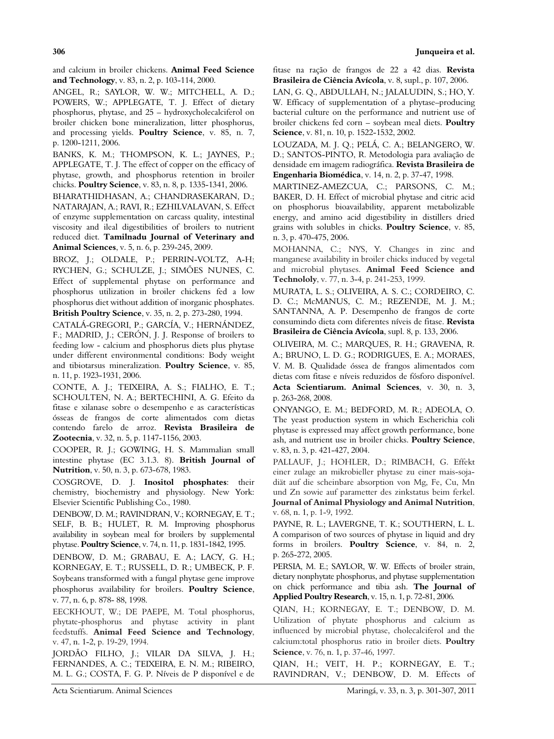and calcium in broiler chickens. **Animal Feed Science and Technology**, v. 83, n. 2, p. 103-114, 2000.

ANGEL, R.; SAYLOR, W. W.; MITCHELL, A. D.; POWERS, W.; APPLEGATE, T. J. Effect of dietary phosphorus, phytase, and 25 – hydroxycholecalciferol on broiler chicken bone mineralization, litter phosphorus, and processing yields. **Poultry Science**, v. 85, n. 7, p. 1200-1211, 2006.

BANKS, K. M.; THOMPSON, K. L.; JAYNES, P.; APPLEGATE, T. J. The effect of copper on the efficacy of phytase, growth, and phosphorus retention in broiler chicks. **Poultry Science**, v. 83, n. 8, p. 1335-1341, 2006.

BHARATHIDHASAN, A.; CHANDRASEKARAN, D.; NATARAJAN, A.; RAVI, R.; EZHILVALAVAN, S. Effect of enzyme supplementation on carcass quality, intestinal viscosity and ileal digestibilities of broilers to nutrient reduced diet. **Tamilnadu Journal of Veterinary and Animal Sciences**, v. 5, n. 6, p. 239-245, 2009.

BROZ, J.; OLDALE, P.; PERRIN-VOLTZ, A-H; RYCHEN, G.; SCHULZE, J.; SIMÕES NUNES, C. Effect of supplemental phytase on performance and phosphorus utilization in broiler chickens fed a low phosphorus diet without addition of inorganic phosphates. **British Poultry Science**, v. 35, n. 2, p. 273-280, 1994.

CATALÁ-GREGORI, P.; GARCÍA, V.; HERNÁNDEZ, F.; MADRID, J.; CERÓN, J. J. Response of broilers to feeding low - calcium and phosphorus diets plus phytase under different environmental conditions: Body weight and tibiotarsus mineralization. **Poultry Science**, v. 85, n. 11, p. 1923-1931, 2006.

CONTE, A. J.; TEIXEIRA, A. S.; FIALHO, E. T.; SCHOULTEN, N. A.; BERTECHINI, A. G. Efeito da fitase e xilanase sobre o desempenho e as características ósseas de frangos de corte alimentados com dietas contendo farelo de arroz. **Revista Brasileira de Zootecnia**, v. 32, n. 5, p. 1147-1156, 2003.

COOPER, R. J.; GOWING, H. S. Mammalian small intestine phytase (EC 3.1.3. 8). **British Journal of Nutrition**, v. 50, n. 3, p. 673-678, 1983.

COSGROVE, D. J. **Inositol phosphates**: their chemistry, biochemistry and physiology. New York: Elsevier Scientific Publishing Co., 1980.

DENBOW, D. M.; RAVINDRAN, V.; KORNEGAY, E. T.; SELF, B. B.; HULET, R. M. Improving phosphorus availability in soybean meal for broilers by supplemental phytase. **Poultry Science**, v. 74, n. 11, p. 1831-1842, 1995.

DENBOW, D. M.; GRABAU, E. A.; LACY, G. H.; KORNEGAY, E. T.; RUSSELL, D. R.; UMBECK, P. F. Soybeans transformed with a fungal phytase gene improve phosphorus availability for broilers. **Poultry Science**, v. 77, n. 6, p. 878- 88, 1998.

EECKHOUT, W.; DE PAEPE, M. Total phosphorus, phytate-phosphorus and phytase activity in plant feedstuffs. **Animal Feed Science and Technology**, v. 47, n. 1-2, p. 19-29, 1994.

JORDÃO FILHO, J.; VILAR DA SILVA, J. H.; FERNANDES, A. C.; TEIXEIRA, E. N. M.; RIBEIRO, M. L. G.; COSTA, F. G. P. Níveis de P disponível e de fitase na ração de frangos de 22 a 42 dias. **Revista Brasileira de Ciência Avícola**, v. 8, supl., p. 107, 2006.

LAN, G. Q., ABDULLAH, N.; JALALUDIN, S.; HO, Y. W. Efficacy of supplementation of a phytase–producing bacterial culture on the performance and nutrient use of broiler chickens fed corn – soybean meal diets. **Poultry Science**, v. 81, n. 10, p. 1522-1532, 2002.

LOUZADA, M. J. Q.; PELÁ, C. A.; BELANGERO, W. D.; SANTOS-PINTO, R. Metodologia para avaliação de densidade em imagem radiográfica. **Revista Brasileira de Engenharia Biomédica**, v. 14, n. 2, p. 37-47, 1998.

MARTINEZ-AMEZCUA, C.; PARSONS, C. M.; BAKER, D. H. Effect of microbial phytase and citric acid on phosphorus bioavailability, apparent metabolizable energy, and amino acid digestibility in distillers dried grains with solubles in chicks. **Poultry Science**, v. 85, n. 3, p. 470-475, 2006.

MOHANNA, C.; NYS, Y. Changes in zinc and manganese availability in broiler chicks induced by vegetal and microbial phytases. **Animal Feed Science and Technololy**, v. 77, n. 3-4, p. 241-253, 1999.

MURATA, L. S.; OLIVEIRA, A. S. C.; CORDEIRO, C. D. C.; McMANUS, C. M.; REZENDE, M. J. M.; SANTANNA, A. P. Desempenho de frangos de corte consumindo dieta com diferentes níveis de fitase. **Revista Brasileira de Ciência Avícola**, supl. 8, p. 133, 2006.

OLIVEIRA, M. C.; MARQUES, R. H.; GRAVENA, R. A.; BRUNO, L. D. G.; RODRIGUES, E. A.; MORAES, V. M. B. Qualidade óssea de frangos alimentados com dietas com fitase e níveis reduzidos de fósforo disponível. **Acta Scientiarum. Animal Sciences**, v. 30, n. 3, p. 263-268, 2008.

ONYANGO, E. M.; BEDFORD, M. R.; ADEOLA, O. The yeast production system in which Escherichia coli phytase is expressed may affect growth performance, bone ash, and nutrient use in broiler chicks. **Poultry Science**, v. 83, n. 3, p. 421-427, 2004.

PALLAUF, J.; HOHLER, D.; RIMBACH, G. Effekt einer zulage an mikrobieller phytase zu einer mais-soja-diät auf die scheinbare absorption von Mg, Fe, Cu, Mn und Zn sowie auf parametter des zinkstatus beim ferkel. **Journal of Animal Physiology and Animal Nutrition**, v. 68, n. 1, p. 1-9, 1992.

PAYNE, R. L.; LAVERGNE, T. K.; SOUTHERN, L. L. A comparison of two sources of phytase in liquid and dry forms in broilers. **Poultry Science**, v. 84, n. 2, p. 265-272, 2005.

PERSIA, M. E.; SAYLOR, W. W. Effects of broiler strain, dietary nonphytate phosphorus, and phytase supplementation on chick performance and tibia ash. **The Journal of Applied Poultry Research**, v. 15, n. 1, p. 72-81, 2006.

QIAN, H.; KORNEGAY, E. T.; DENBOW, D. M. Utilization of phytate phosphorus and calcium as influenced by microbial phytase, cholecalciferol and the calcium:total phosphorus ratio in broiler diets. **Poultry Science**, v. 76, n. 1, p. 37-46, 1997.

QIAN, H.; VEIT, H. P.; KORNEGAY, E. T.; RAVINDRAN, V.; DENBOW, D. M. Effects of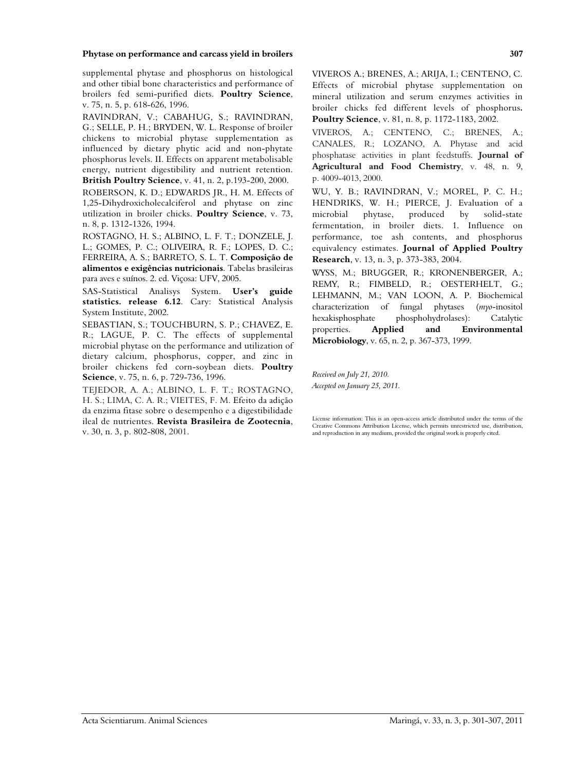supplemental phytase and phosphorus on histological and other tibial bone characteristics and performance of broilers fed semi-purified diets. **Poultry Science**, v. 75, n. 5, p. 618-626, 1996.

RAVINDRAN, V.; CABAHUG, S.; RAVINDRAN, G.; SELLE, P. H.; BRYDEN, W. L. Response of broiler chickens to microbial phytase supplementation as influenced by dietary phytic acid and non-phytate phosphorus levels. II. Effects on apparent metabolisable energy, nutrient digestibility and nutrient retention. **British Poultry Science**, v. 41, n. 2, p.193-200, 2000.

ROBERSON, K. D.; EDWARDS JR., H. M. Effects of 1,25-Dihydroxicholecalciferol and phytase on zinc utilization in broiler chicks. **Poultry Science**, v. 73, n. 8, p. 1312-1326, 1994.

ROSTAGNO, H. S.; ALBINO, L. F. T.; DONZELE, J. L.; GOMES, P. C.; OLIVEIRA, R. F.; LOPES, D. C.; FERREIRA, A. S.; BARRETO, S. L. T. **Composição de alimentos e exigências nutricionais**. Tabelas brasileiras para aves e suínos. 2. ed. Viçosa: UFV, 2005.

SAS-Statistical Analisys System. **User's guide statistics. release 6.12**. Cary: Statistical Analysis System Institute, 2002.

SEBASTIAN, S.; TOUCHBURN, S. P.; CHAVEZ, E. R.; LAGUE, P. C. The effects of supplemental microbial phytase on the performance and utilization of dietary calcium, phosphorus, copper, and zinc in broiler chickens fed corn-soybean diets. **Poultry Science**, v. 75, n. 6, p. 729-736, 1996.

TEJEDOR, A. A.; ALBINO, L. F. T.; ROSTAGNO, H. S.; LIMA, C. A. R.; VIEITES, F. M. Efeito da adição da enzima fitase sobre o desempenho e a digestibilidade ileal de nutrientes. **Revista Brasileira de Zootecnia**, v. 30, n. 3, p. 802-808, 2001.

VIVEROS A.; BRENES, A.; ARIJA, I.; CENTENO, C. Effects of microbial phytase supplementation on mineral utilization and serum enzymes activities in broiler chicks fed different levels of phosphorus. **Poultry Science**, v. 81, n. 8, p. 1172-1183, 2002.

VIVEROS, A.; CENTENO, C.; BRENES, A.; CANALES, R.; LOZANO, A. Phytase and acid phosphatase activities in plant feedstuffs. **Journal of Agricultural and Food Chemistry**, v. 48, n. 9, p. 4009-4013, 2000.

WU, Y. B.; RAVINDRAN, V.; MOREL, P. C. H.; HENDRIKS, W. H.; PIERCE, J. Evaluation of a microbial phytase, produced by solid-state fermentation, in broiler diets. 1. Influence on performance, toe ash contents, and phosphorus equivalency estimates. **Journal of Applied Poultry Research**, v. 13, n. 3, p. 373-383, 2004.

WYSS, M.; BRUGGER, R.; KRONENBERGER, A.; REMY, R.; FIMBELD, R.; OESTERHELT, G.; LEHMANN, M.; VAN LOON, A. P. Biochemical characterization of fungal phytases (*myo*-inositol hexakisphosphate phosphohydrolases): Catalytic properties. **Applied and Environmental Microbiology**, v. 65, n. 2, p. 367-373, 1999.

*Received on July 21, 2010.*
*Accepted on January 25, 2011.*

License information: This is an open-access article distributed under the terms of the Creative Commons Attribution License, which permits unrestricted use, distribution, and reproduction in any medium, provided the original work is properly cited.